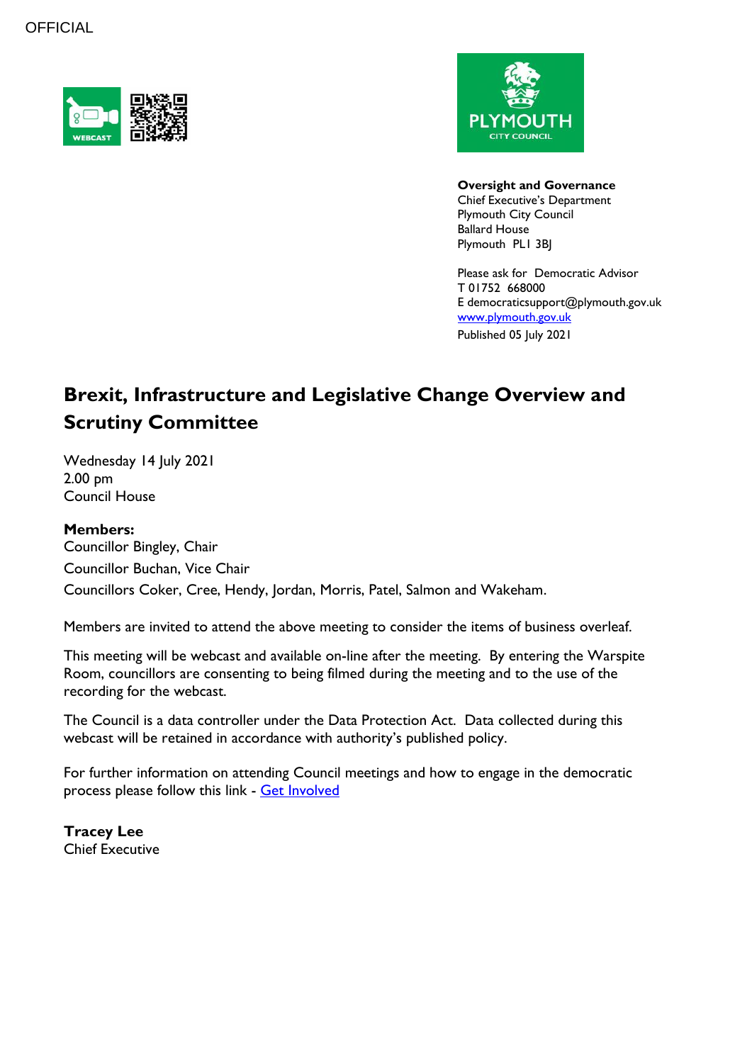OFFICIAL

**Oversight and Governance**
Chief Executive's Department
Plymouth City Council
Ballard House
Plymouth PL1 3BJ

Please ask for Democratic Advisor
T 01752 668000
E democraticsupport@plymouth.gov.uk
www.plymouth.gov.uk
Published 05 July 2021

# Brexit, Infrastructure and Legislative Change Overview and Scrutiny Committee

Wednesday 14 July 2021
2.00 pm
Council House

**Members:**
Councillor Bingley, Chair
Councillor Buchan, Vice Chair
Councillors Coker, Cree, Hendy, Jordan, Morris, Patel, Salmon and Wakeham.

Members are invited to attend the above meeting to consider the items of business overleaf.

This meeting will be webcast and available on-line after the meeting. By entering the Warspite Room, councillors are consenting to being filmed during the meeting and to the use of the recording for the webcast.

The Council is a data controller under the Data Protection Act. Data collected during this webcast will be retained in accordance with authority's published policy.

For further information on attending Council meetings and how to engage in the democratic process please follow this link - Get Involved

**Tracey Lee**
Chief Executive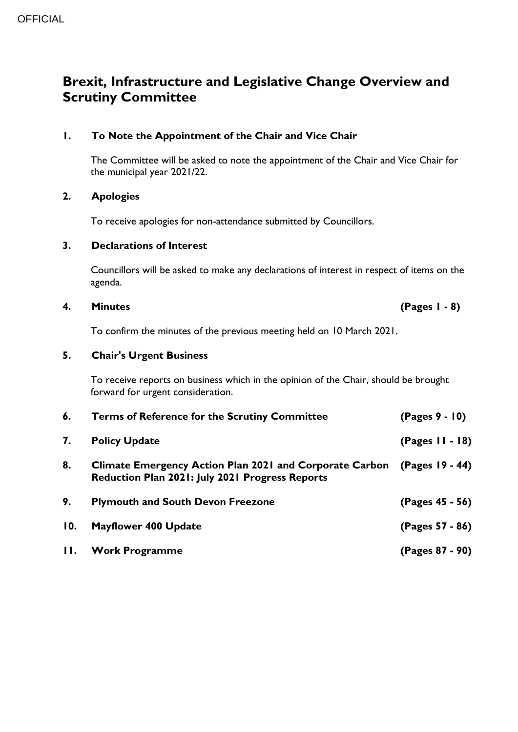OFFICIAL

# Brexit, Infrastructure and Legislative Change Overview and Scrutiny Committee

**1. To Note the Appointment of the Chair and Vice Chair**

The Committee will be asked to note the appointment of the Chair and Vice Chair for the municipal year 2021/22.

**2. Apologies**

To receive apologies for non-attendance submitted by Councillors.

**3. Declarations of Interest**

Councillors will be asked to make any declarations of interest in respect of items on the agenda.

**4. Minutes** **(Pages 1 - 8)**

To confirm the minutes of the previous meeting held on 10 March 2021.

**5. Chair's Urgent Business**

To receive reports on business which in the opinion of the Chair, should be brought forward for urgent consideration.

**6. Terms of Reference for the Scrutiny Committee** **(Pages 9 - 10)**

**7. Policy Update** **(Pages 11 - 18)**

**8. Climate Emergency Action Plan 2021 and Corporate Carbon Reduction Plan 2021: July 2021 Progress Reports** **(Pages 19 - 44)**

**9. Plymouth and South Devon Freezone** **(Pages 45 - 56)**

**10. Mayflower 400 Update** **(Pages 57 - 86)**

**11. Work Programme** **(Pages 87 - 90)**